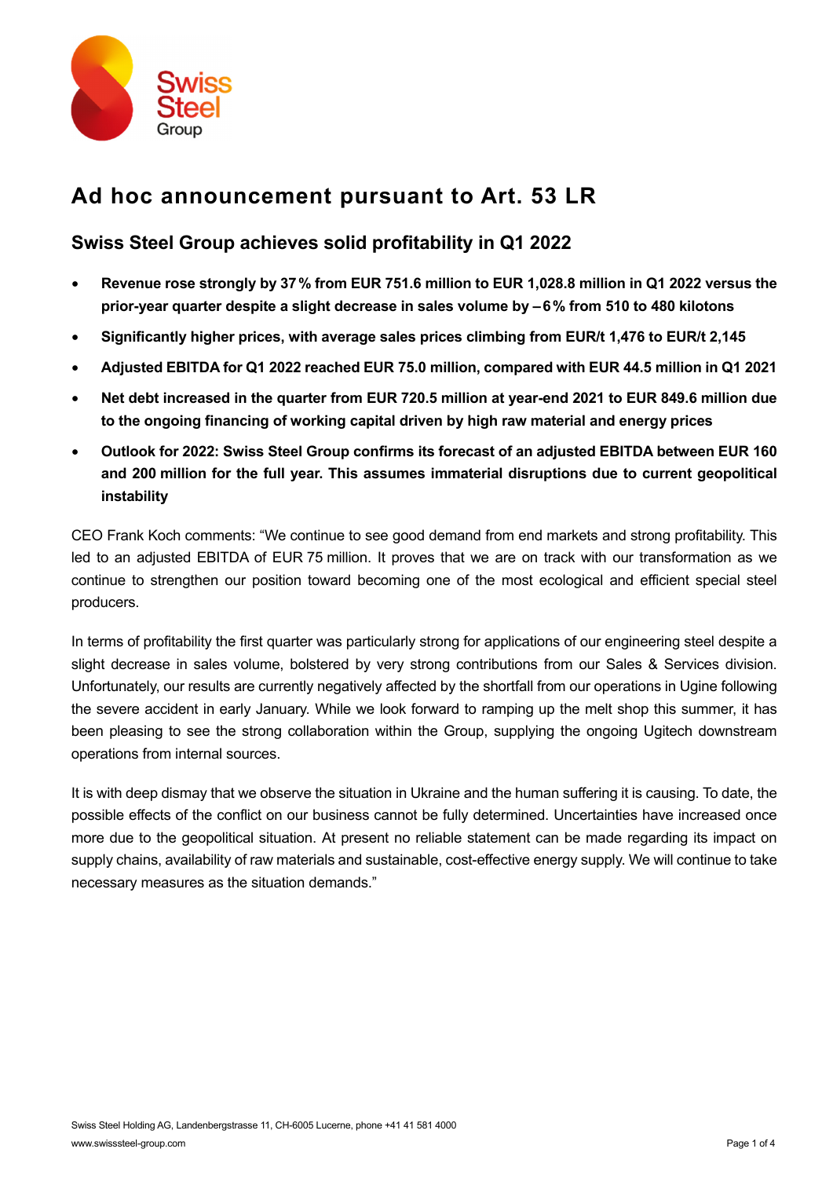# Ad hoc announcement pursuant to Art. 53 LR

## Swiss Steel Group achieves solid profitability in Q1 2022

- **Revenue rose strongly by 37% from EUR 751.6 million to EUR 1,028.8 million in Q1 2022 versus the prior-year quarter despite a slight decrease in sales volume by –6% from 510 to 480 kilotons**
- **Significantly higher prices, with average sales prices climbing from EUR/t 1,476 to EUR/t 2,145**
- **Adjusted EBITDA for Q1 2022 reached EUR 75.0 million, compared with EUR 44.5 million in Q1 2021**
- **Net debt increased in the quarter from EUR 720.5 million at year-end 2021 to EUR 849.6 million due to the ongoing financing of working capital driven by high raw material and energy prices**
- **Outlook for 2022: Swiss Steel Group confirms its forecast of an adjusted EBITDA between EUR 160 and 200 million for the full year. This assumes immaterial disruptions due to current geopolitical instability**

CEO Frank Koch comments: "We continue to see good demand from end markets and strong profitability. This led to an adjusted EBITDA of EUR 75 million. It proves that we are on track with our transformation as we continue to strengthen our position toward becoming one of the most ecological and efficient special steel producers.

In terms of profitability the first quarter was particularly strong for applications of our engineering steel despite a slight decrease in sales volume, bolstered by very strong contributions from our Sales & Services division. Unfortunately, our results are currently negatively affected by the shortfall from our operations in Ugine following the severe accident in early January. While we look forward to ramping up the melt shop this summer, it has been pleasing to see the strong collaboration within the Group, supplying the ongoing Ugitech downstream operations from internal sources.

It is with deep dismay that we observe the situation in Ukraine and the human suffering it is causing. To date, the possible effects of the conflict on our business cannot be fully determined. Uncertainties have increased once more due to the geopolitical situation. At present no reliable statement can be made regarding its impact on supply chains, availability of raw materials and sustainable, cost-effective energy supply. We will continue to take necessary measures as the situation demands."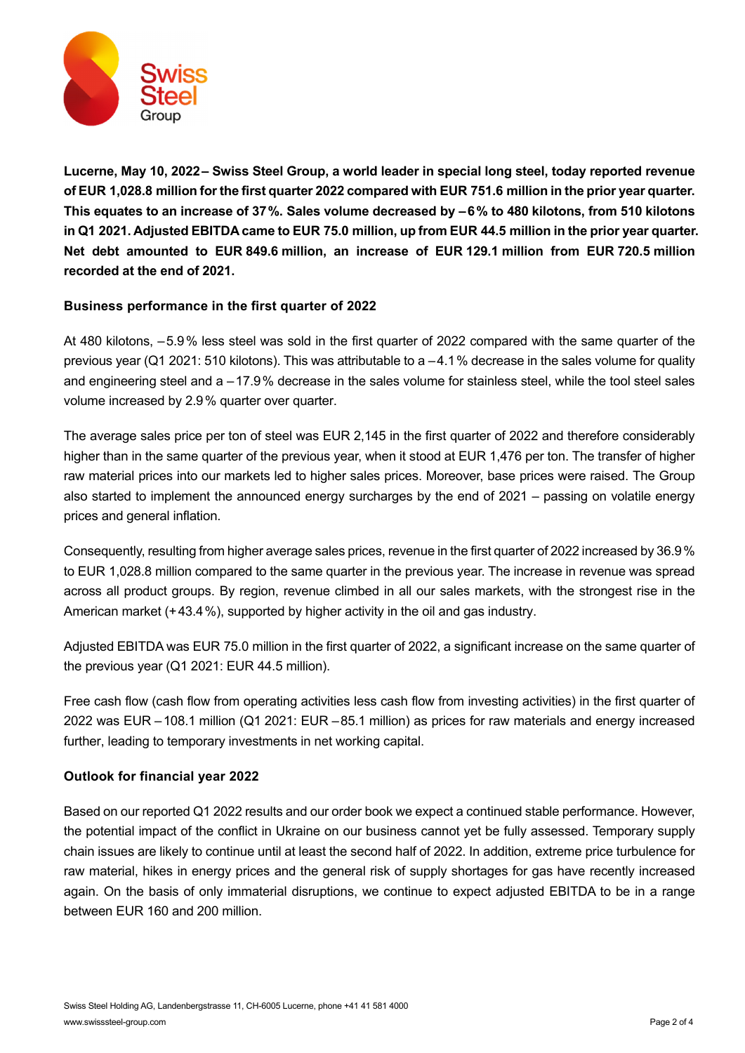**Lucerne, May 10, 2022 – Swiss Steel Group, a world leader in special long steel, today reported revenue of EUR 1,028.8 million for the first quarter 2022 compared with EUR 751.6 million in the prior year quarter. This equates to an increase of 37 %. Sales volume decreased by – 6 % to 480 kilotons, from 510 kilotons in Q1 2021. Adjusted EBITDA came to EUR 75.0 million, up from EUR 44.5 million in the prior year quarter. Net debt amounted to EUR 849.6 million, an increase of EUR 129.1 million from EUR 720.5 million recorded at the end of 2021.**

## Business performance in the first quarter of 2022

At 480 kilotons, – 5.9 % less steel was sold in the first quarter of 2022 compared with the same quarter of the previous year (Q1 2021: 510 kilotons). This was attributable to a – 4.1 % decrease in the sales volume for quality and engineering steel and a – 17.9 % decrease in the sales volume for stainless steel, while the tool steel sales volume increased by 2.9 % quarter over quarter.

The average sales price per ton of steel was EUR 2,145 in the first quarter of 2022 and therefore considerably higher than in the same quarter of the previous year, when it stood at EUR 1,476 per ton. The transfer of higher raw material prices into our markets led to higher sales prices. Moreover, base prices were raised. The Group also started to implement the announced energy surcharges by the end of 2021 – passing on volatile energy prices and general inflation.

Consequently, resulting from higher average sales prices, revenue in the first quarter of 2022 increased by 36.9 % to EUR 1,028.8 million compared to the same quarter in the previous year. The increase in revenue was spread across all product groups. By region, revenue climbed in all our sales markets, with the strongest rise in the American market (+ 43.4 %), supported by higher activity in the oil and gas industry.

Adjusted EBITDA was EUR 75.0 million in the first quarter of 2022, a significant increase on the same quarter of the previous year (Q1 2021: EUR 44.5 million).

Free cash flow (cash flow from operating activities less cash flow from investing activities) in the first quarter of 2022 was EUR – 108.1 million (Q1 2021: EUR – 85.1 million) as prices for raw materials and energy increased further, leading to temporary investments in net working capital.

## Outlook for financial year 2022

Based on our reported Q1 2022 results and our order book we expect a continued stable performance. However, the potential impact of the conflict in Ukraine on our business cannot yet be fully assessed. Temporary supply chain issues are likely to continue until at least the second half of 2022. In addition, extreme price turbulence for raw material, hikes in energy prices and the general risk of supply shortages for gas have recently increased again. On the basis of only immaterial disruptions, we continue to expect adjusted EBITDA to be in a range between EUR 160 and 200 million.

Swiss Steel Holding AG, Landenbergstrasse 11, CH-6005 Lucerne, phone +41 41 581 4000
www.swisssteel-group.com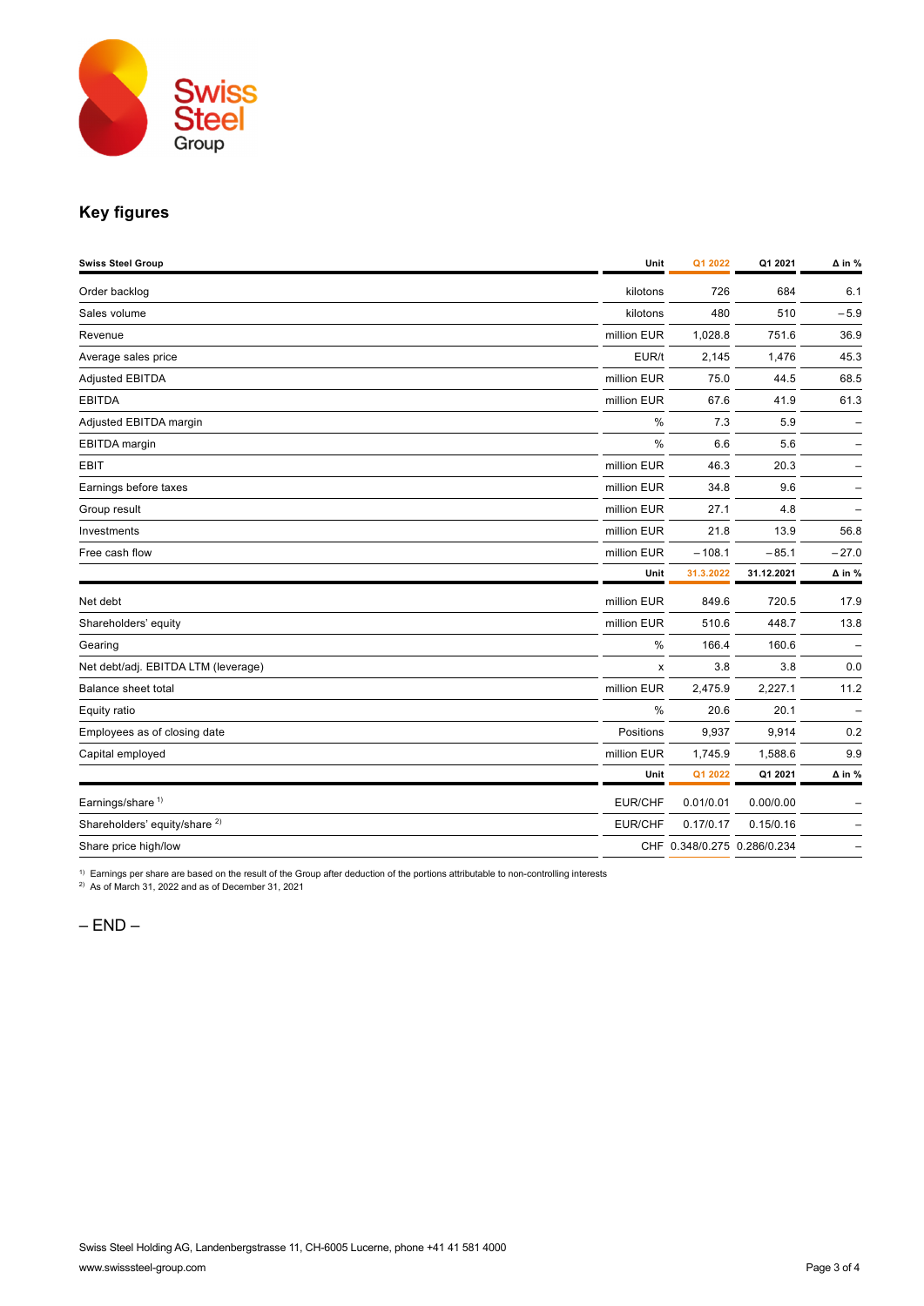## Key figures

| Swiss Steel Group | Unit | Q1 2022 | Q1 2021 | Δ in % |
|---|---|---|---|---|
| Order backlog | kilotons | 726 | 684 | 6.1 |
| Sales volume | kilotons | 480 | 510 | – 5.9 |
| Revenue | million EUR | 1,028.8 | 751.6 | 36.9 |
| Average sales price | EUR/t | 2,145 | 1,476 | 45.3 |
| Adjusted EBITDA | million EUR | 75.0 | 44.5 | 68.5 |
| EBITDA | million EUR | 67.6 | 41.9 | 61.3 |
| Adjusted EBITDA margin | % | 7.3 | 5.9 | – |
| EBITDA margin | % | 6.6 | 5.6 | – |
| EBIT | million EUR | 46.3 | 20.3 | – |
| Earnings before taxes | million EUR | 34.8 | 9.6 | – |
| Group result | million EUR | 27.1 | 4.8 | – |
| Investments | million EUR | 21.8 | 13.9 | 56.8 |
| Free cash flow | million EUR | – 108.1 | – 85.1 | – 27.0 |
| | **Unit** | **31.3.2022** | **31.12.2021** | **Δ in %** |
| Net debt | million EUR | 849.6 | 720.5 | 17.9 |
| Shareholders' equity | million EUR | 510.6 | 448.7 | 13.8 |
| Gearing | % | 166.4 | 160.6 | – |
| Net debt/adj. EBITDA LTM (leverage) | x | 3.8 | 3.8 | 0.0 |
| Balance sheet total | million EUR | 2,475.9 | 2,227.1 | 11.2 |
| Equity ratio | % | 20.6 | 20.1 | – |
| Employees as of closing date | Positions | 9,937 | 9,914 | 0.2 |
| Capital employed | million EUR | 1,745.9 | 1,588.6 | 9.9 |
| | **Unit** | **Q1 2022** | **Q1 2021** | **Δ in %** |
| Earnings/share [1] | EUR/CHF | 0.01/0.01 | 0.00/0.00 | – |
| Shareholders' equity/share [2] | EUR/CHF | 0.17/0.17 | 0.15/0.16 | – |
| Share price high/low | CHF | 0.348/0.275 | 0.286/0.234 | – |

[1] Earnings per share are based on the result of the Group after deduction of the portions attributable to non-controlling interests
[2] As of March 31, 2022 and as of December 31, 2021

– END –

Swiss Steel Holding AG, Landenbergstrasse 11, CH-6005 Lucerne, phone +41 41 581 4000
www.swisssteel-group.com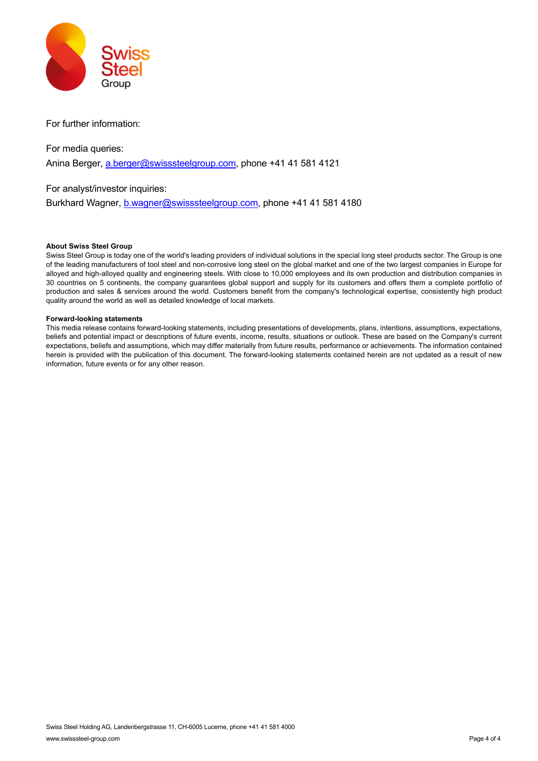For further information:

For media queries:
Anina Berger, a.berger@swisssteelgroup.com, phone +41 41 581 4121

For analyst/investor inquiries:
Burkhard Wagner, b.wagner@swisssteelgroup.com, phone +41 41 581 4180

**About Swiss Steel Group**
Swiss Steel Group is today one of the world's leading providers of individual solutions in the special long steel products sector. The Group is one of the leading manufacturers of tool steel and non-corrosive long steel on the global market and one of the two largest companies in Europe for alloyed and high-alloyed quality and engineering steels. With close to 10,000 employees and its own production and distribution companies in 30 countries on 5 continents, the company guarantees global support and supply for its customers and offers them a complete portfolio of production and sales & services around the world. Customers benefit from the company's technological expertise, consistently high product quality around the world as well as detailed knowledge of local markets.

**Forward-looking statements**
This media release contains forward-looking statements, including presentations of developments, plans, intentions, assumptions, expectations, beliefs and potential impact or descriptions of future events, income, results, situations or outlook. These are based on the Company's current expectations, beliefs and assumptions, which may differ materially from future results, performance or achievements. The information contained herein is provided with the publication of this document. The forward-looking statements contained herein are not updated as a result of new information, future events or for any other reason.

Swiss Steel Holding AG, Landenbergstrasse 11, CH-6005 Lucerne, phone +41 41 581 4000
www.swisssteel-group.com